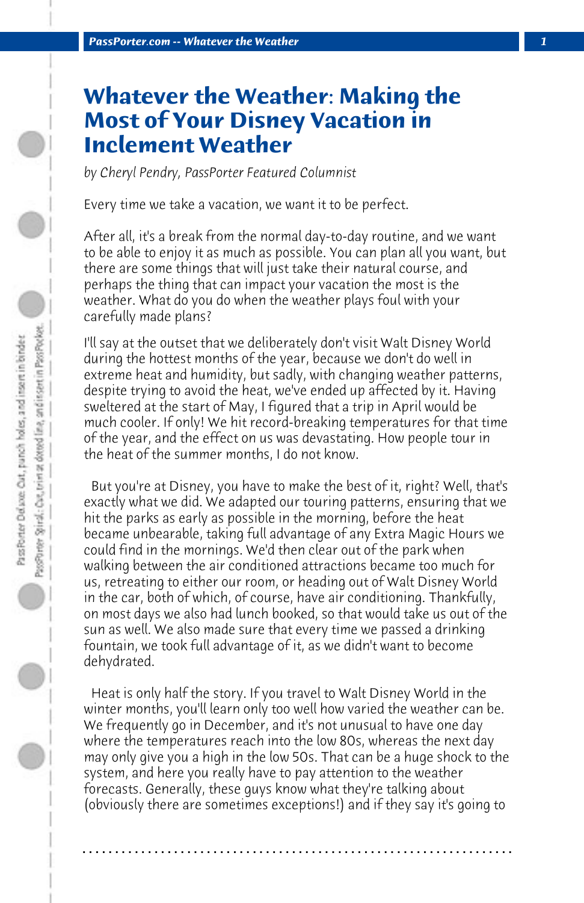# Whatever the Weather: Making the Most of Your Disney Vacation in Inclement Weather

*by Cheryl Pendry, PassPorter Featured Columnist*

Every time we take a vacation, we want it to be perfect.

After all, it's a break from the normal day-to-day routine, and we want to be able to enjoy it as much as possible. You can plan all you want, but there are some things that will just take their natural course, and perhaps the thing that can impact your vacation the most is the weather. What do you do when the weather plays foul with your carefully made plans?

I'll say at the outset that we deliberately don't visit Walt Disney World during the hottest months of the year, because we don't do well in extreme heat and humidity, but sadly, with changing weather patterns, despite trying to avoid the heat, we've ended up affected by it. Having sweltered at the start of May, I figured that a trip in April would be much cooler. If only! We hit record-breaking temperatures for that time of the year, and the effect on us was devastating. How people tour in the heat of the summer months, I do not know.

But you're at Disney, you have to make the best of it, right? Well, that's exactly what we did. We adapted our touring patterns, ensuring that we hit the parks as early as possible in the morning, before the heat became unbearable, taking full advantage of any Extra Magic Hours we could find in the mornings. We'd then clear out of the park when walking between the air conditioned attractions became too much for us, retreating to either our room, or heading out of Walt Disney World in the car, both of which, of course, have air conditioning. Thankfully, on most days we also had lunch booked, so that would take us out of the sun as well. We also made sure that every time we passed a drinking fountain, we took full advantage of it, as we didn't want to become dehydrated.

Heat is only half the story. If you travel to Walt Disney World in the winter months, you'll learn only too well how varied the weather can be. We frequently go in December, and it's not unusual to have one day where the temperatures reach into the low 80s, whereas the next day may only give you a high in the low 50s. That can be a huge shock to the system, and here you really have to pay attention to the weather forecasts. Generally, these guys know what they're talking about (obviously there are sometimes exceptions!) and if they say it's going to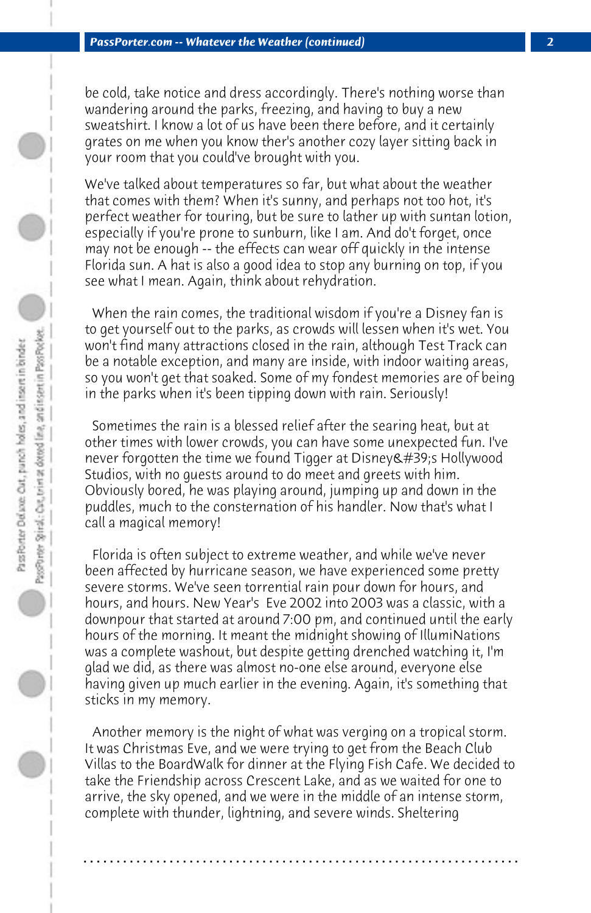be cold, take notice and dress accordingly. There's nothing worse than wandering around the parks, freezing, and having to buy a new sweatshirt. I know a lot of us have been there before, and it certainly grates on me when you know ther's another cozy layer sitting back in your room that you could've brought with you.

We've talked about temperatures so far, but what about the weather that comes with them? When it's sunny, and perhaps not too hot, it's perfect weather for touring, but be sure to lather up with suntan lotion, especially if you're prone to sunburn, like I am. And do't forget, once may not be enough -- the effects can wear off quickly in the intense Florida sun. A hat is also a good idea to stop any burning on top, if you see what I mean. Again, think about rehydration.

When the rain comes, the traditional wisdom if you're a Disney fan is to get yourself out to the parks, as crowds will lessen when it's wet. You won't find many attractions closed in the rain, although Test Track can be a notable exception, and many are inside, with indoor waiting areas, so you won't get that soaked. Some of my fondest memories are of being in the parks when it's been tipping down with rain. Seriously!

Sometimes the rain is a blessed relief after the searing heat, but at other times with lower crowds, you can have some unexpected fun. I've never forgotten the time we found Tigger at Disney&#39;s Hollywood Studios, with no guests around to do meet and greets with him. Obviously bored, he was playing around, jumping up and down in the puddles, much to the consternation of his handler. Now that's what I call a magical memory!

Florida is often subject to extreme weather, and while we've never been affected by hurricane season, we have experienced some pretty severe storms. We've seen torrential rain pour down for hours, and hours, and hours. New Year's Eve 2002 into 2003 was a classic, with a downpour that started at around 7:00 pm, and continued until the early hours of the morning. It meant the midnight showing of IllumiNations was a complete washout, but despite getting drenched watching it, I'm glad we did, as there was almost no-one else around, everyone else having given up much earlier in the evening. Again, it's something that sticks in my memory.

Another memory is the night of what was verging on a tropical storm. It was Christmas Eve, and we were trying to get from the Beach Club Villas to the BoardWalk for dinner at the Flying Fish Cafe. We decided to take the Friendship across Crescent Lake, and as we waited for one to arrive, the sky opened, and we were in the middle of an intense storm, complete with thunder, lightning, and severe winds. Sheltering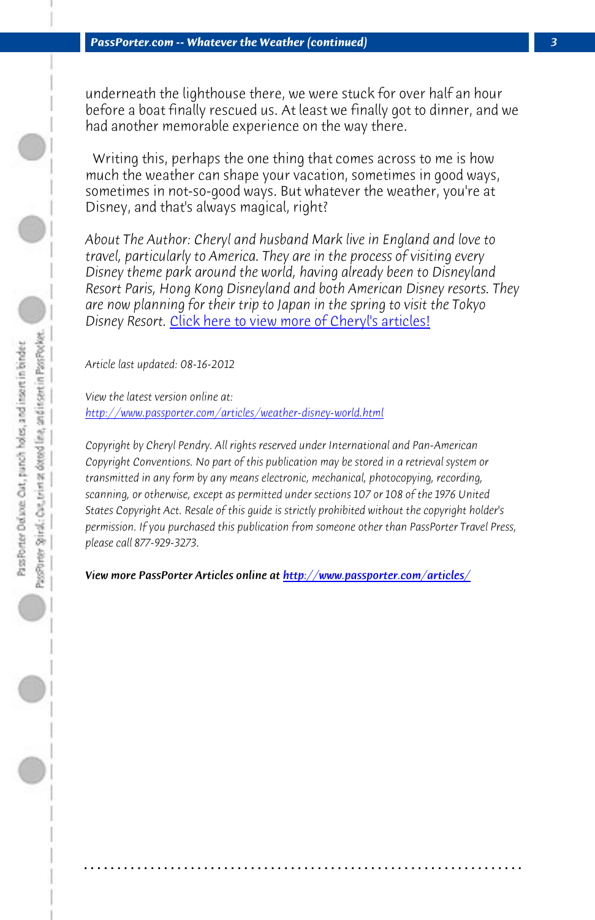underneath the lighthouse there, we were stuck for over half an hour before a boat finally rescued us. At least we finally got to dinner, and we had another memorable experience on the way there.

Writing this, perhaps the one thing that comes across to me is how much the weather can shape your vacation, sometimes in good ways, sometimes in not-so-good ways. But whatever the weather, you're at Disney, and that's always magical, right?

*About The Author: Cheryl and husband Mark live in England and love to travel, particularly to America. They are in the process of visiting every Disney theme park around the world, having already been to Disneyland Resort Paris, Hong Kong Disneyland and both American Disney resorts. They are now planning for their trip to Japan in the spring to visit the Tokyo Disney Resort.* [Click here to view more of Cheryl's articles!]

*Article last updated: 08-16-2012*

*View the latest version online at:*
*http://www.passporter.com/articles/weather-disney-world.html*

*Copyright by Cheryl Pendry. All rights reserved under International and Pan-American Copyright Conventions. No part of this publication may be stored in a retrieval system or transmitted in any form by any means electronic, mechanical, photocopying, recording, scanning, or otherwise, except as permitted under sections 107 or 108 of the 1976 United States Copyright Act. Resale of this guide is strictly prohibited without the copyright holder's permission. If you purchased this publication from someone other than PassPorter Travel Press, please call 877-929-3273.*

***View more PassPorter Articles online at http://www.passporter.com/articles/***